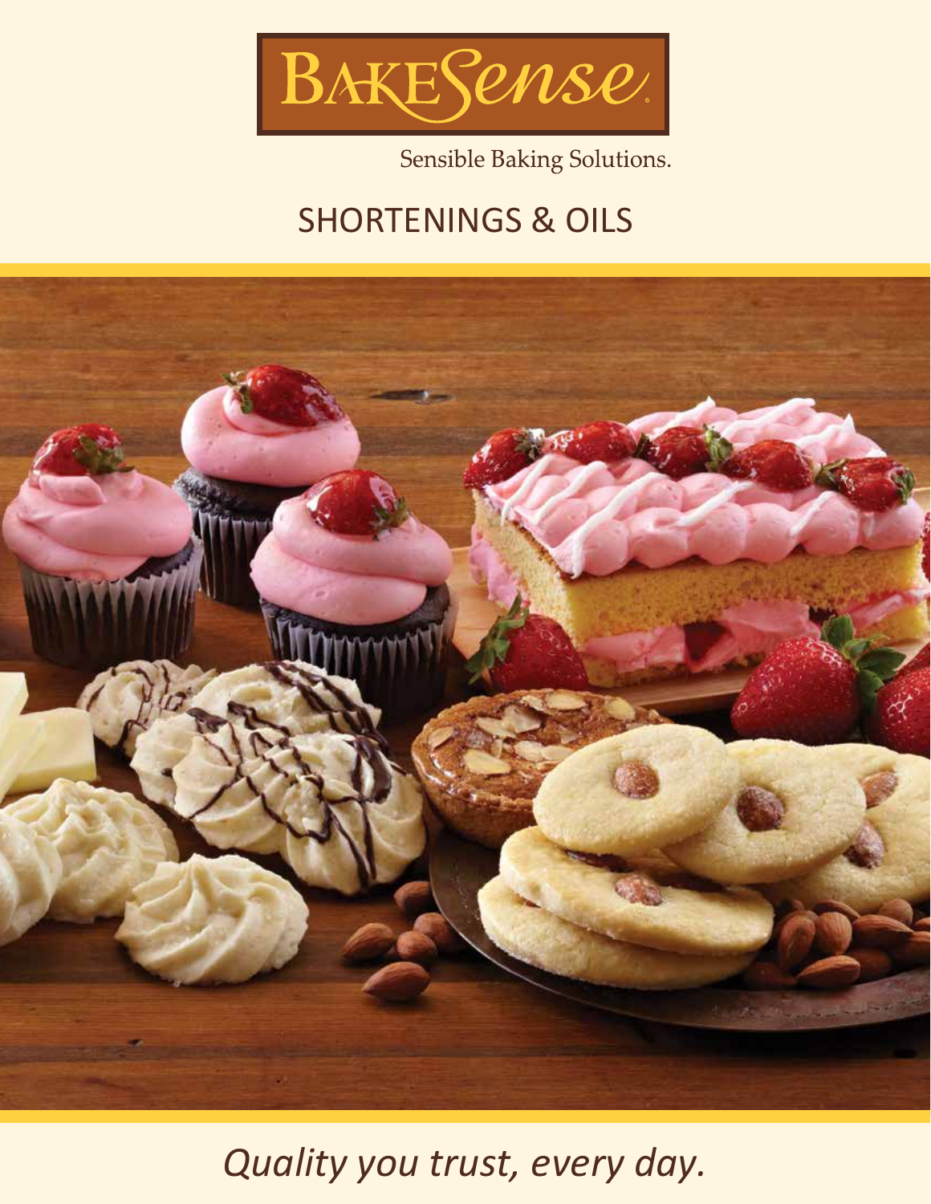# BakeSense

Sensible Baking Solutions.

## SHORTENINGS & OILS

*Quality you trust, every day.*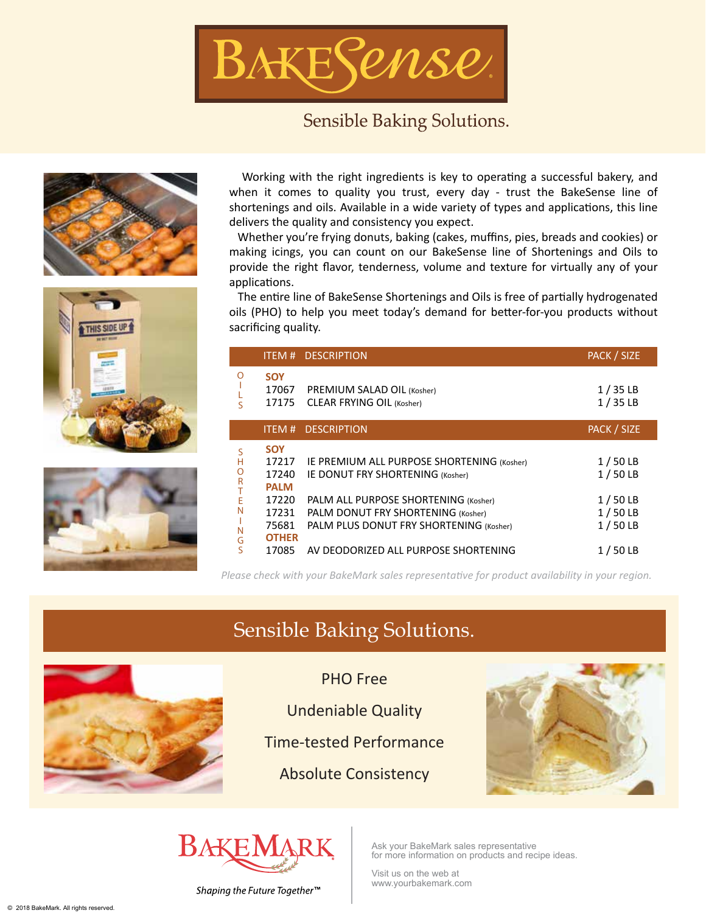# BAKESense

Sensible Baking Solutions.

Working with the right ingredients is key to operating a successful bakery, and when it comes to quality you trust, every day - trust the BakeSense line of shortenings and oils. Available in a wide variety of types and applications, this line delivers the quality and consistency you expect.

Whether you're frying donuts, baking (cakes, muffins, pies, breads and cookies) or making icings, you can count on our BakeSense line of Shortenings and Oils to provide the right flavor, tenderness, volume and texture for virtually any of your applications.

The entire line of BakeSense Shortenings and Oils is free of partially hydrogenated oils (PHO) to help you meet today's demand for better-for-you products without sacrificing quality.

| | ITEM # | DESCRIPTION | PACK / SIZE |
|---|---|---|---|
| OILS | **SOY** | | |
| | 17067 | PREMIUM SALAD OIL (Kosher) | 1 / 35 LB |
| | 17175 | CLEAR FRYING OIL (Kosher) | 1 / 35 LB |

| | ITEM # | DESCRIPTION | PACK / SIZE |
|---|---|---|---|
| SHORTENINGS | **SOY** | | |
| | 17217 | IE PREMIUM ALL PURPOSE SHORTENING (Kosher) | 1 / 50 LB |
| | 17240 | IE DONUT FRY SHORTENING (Kosher) | 1 / 50 LB |
| | **PALM** | | |
| | 17220 | PALM ALL PURPOSE SHORTENING (Kosher) | 1 / 50 LB |
| | 17231 | PALM DONUT FRY SHORTENING (Kosher) | 1 / 50 LB |
| | 75681 | PALM PLUS DONUT FRY SHORTENING (Kosher) | 1 / 50 LB |
| | **OTHER** | | |
| | 17085 | AV DEODORIZED ALL PURPOSE SHORTENING | 1 / 50 LB |

*Please check with your BakeMark sales representative for product availability in your region.*

## Sensible Baking Solutions.

PHO Free

Undeniable Quality

Time-tested Performance

Absolute Consistency

BAKEMARK

*Shaping the Future Together™*

Ask your BakeMark sales representative for more information on products and recipe ideas.

Visit us on the web at www.yourbakemark.com

© 2018 BakeMark. All rights reserved.